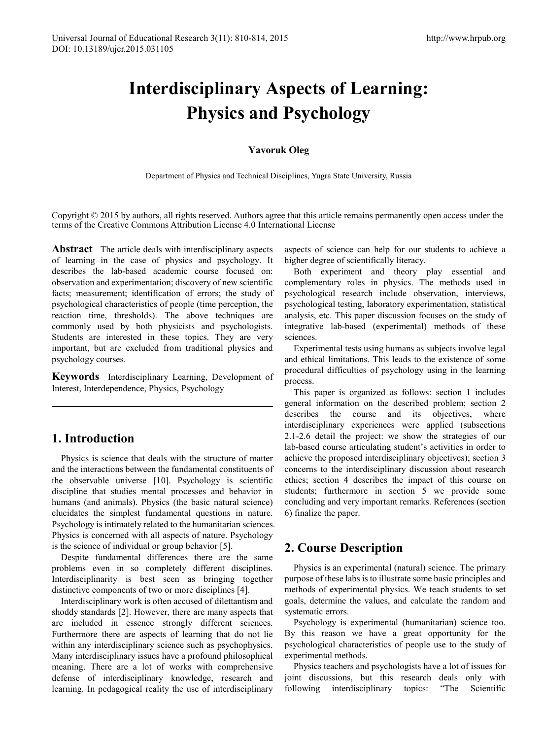# Interdisciplinary Aspects of Learning: Physics and Psychology

**Yavoruk Oleg**

Department of Physics and Technical Disciplines, Yugra State University, Russia

Copyright © 2015 by authors, all rights reserved. Authors agree that this article remains permanently open access under the terms of the Creative Commons Attribution License 4.0 International License

**Abstract** The article deals with interdisciplinary aspects of learning in the case of physics and psychology. It describes the lab-based academic course focused on: observation and experimentation; discovery of new scientific facts; measurement; identification of errors; the study of psychological characteristics of people (time perception, the reaction time, thresholds). The above techniques are commonly used by both physicists and psychologists. Students are interested in these topics. They are very important, but are excluded from traditional physics and psychology courses.

**Keywords** Interdisciplinary Learning, Development of Interest, Interdependence, Physics, Psychology

## 1. Introduction

Physics is science that deals with the structure of matter and the interactions between the fundamental constituents of the observable universe [10]. Psychology is scientific discipline that studies mental processes and behavior in humans (and animals). Physics (the basic natural science) elucidates the simplest fundamental questions in nature. Psychology is intimately related to the humanitarian sciences. Physics is concerned with all aspects of nature. Psychology is the science of individual or group behavior [5].

Despite fundamental differences there are the same problems even in so completely different disciplines. Interdisciplinarity is best seen as bringing together distinctive components of two or more disciplines [4].

Interdisciplinary work is often accused of dilettantism and shoddy standards [2]. However, there are many aspects that are included in essence strongly different sciences. Furthermore there are aspects of learning that do not lie within any interdisciplinary science such as psychophysics. Many interdisciplinary issues have a profound philosophical meaning. There are a lot of works with comprehensive defense of interdisciplinary knowledge, research and learning. In pedagogical reality the use of interdisciplinary aspects of science can help for our students to achieve a higher degree of scientifically literacy.

Both experiment and theory play essential and complementary roles in physics. The methods used in psychological research include observation, interviews, psychological testing, laboratory experimentation, statistical analysis, etc. This paper discussion focuses on the study of integrative lab-based (experimental) methods of these sciences.

Experimental tests using humans as subjects involve legal and ethical limitations. This leads to the existence of some procedural difficulties of psychology using in the learning process.

This paper is organized as follows: section 1 includes general information on the described problem; section 2 describes the course and its objectives, where interdisciplinary experiences were applied (subsections 2.1-2.6 detail the project: we show the strategies of our lab-based course articulating student's activities in order to achieve the proposed interdisciplinary objectives); section 3 concerns to the interdisciplinary discussion about research ethics; section 4 describes the impact of this course on students; furthermore in section 5 we provide some concluding and very important remarks. References (section 6) finalize the paper.

## 2. Course Description

Physics is an experimental (natural) science. The primary purpose of these labs is to illustrate some basic principles and methods of experimental physics. We teach students to set goals, determine the values, and calculate the random and systematic errors.

Psychology is experimental (humanitarian) science too. By this reason we have a great opportunity for the psychological characteristics of people use to the study of experimental methods.

Physics teachers and psychologists have a lot of issues for joint discussions, but this research deals only with following interdisciplinary topics: "The Scientific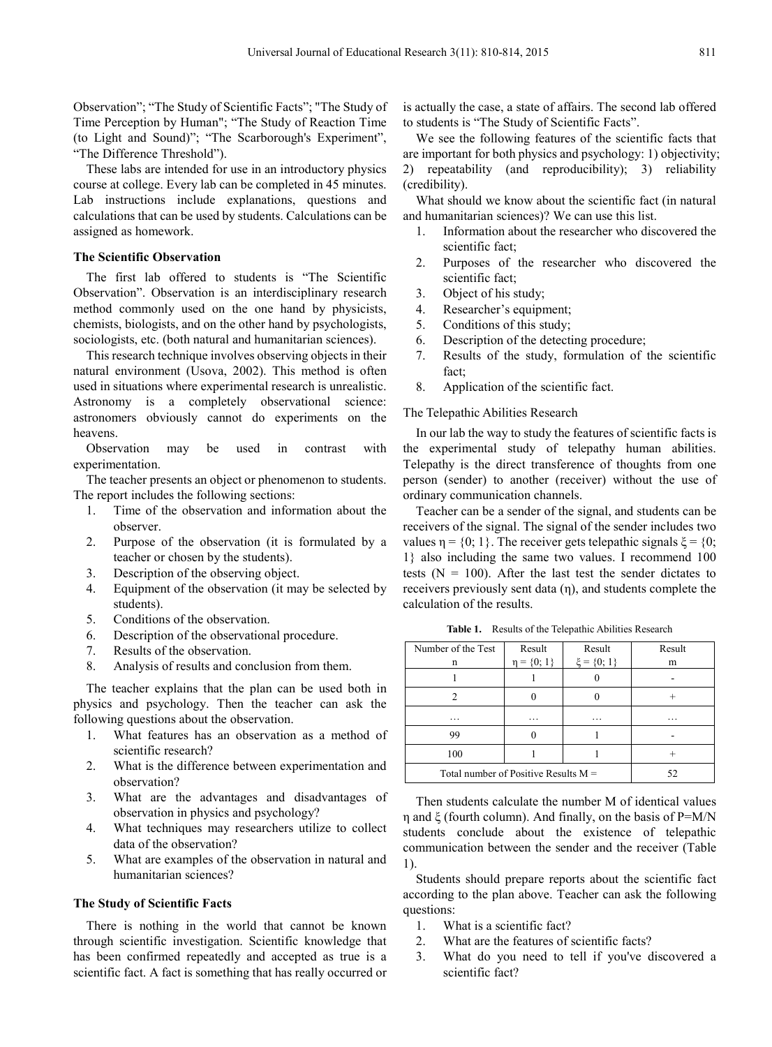Observation"; "The Study of Scientific Facts"; "The Study of Time Perception by Human"; "The Study of Reaction Time (to Light and Sound)"; "The Scarborough's Experiment", "The Difference Threshold").

These labs are intended for use in an introductory physics course at college. Every lab can be completed in 45 minutes. Lab instructions include explanations, questions and calculations that can be used by students. Calculations can be assigned as homework.

### The Scientific Observation

The first lab offered to students is "The Scientific Observation". Observation is an interdisciplinary research method commonly used on the one hand by physicists, chemists, biologists, and on the other hand by psychologists, sociologists, etc. (both natural and humanitarian sciences).

This research technique involves observing objects in their natural environment (Usova, 2002). This method is often used in situations where experimental research is unrealistic. Astronomy is a completely observational science: astronomers obviously cannot do experiments on the heavens.

Observation may be used in contrast with experimentation.

The teacher presents an object or phenomenon to students. The report includes the following sections:

1. Time of the observation and information about the observer.
2. Purpose of the observation (it is formulated by a teacher or chosen by the students).
3. Description of the observing object.
4. Equipment of the observation (it may be selected by students).
5. Conditions of the observation.
6. Description of the observational procedure.
7. Results of the observation.
8. Analysis of results and conclusion from them.

The teacher explains that the plan can be used both in physics and psychology. Then the teacher can ask the following questions about the observation.

1. What features has an observation as a method of scientific research?
2. What is the difference between experimentation and observation?
3. What are the advantages and disadvantages of observation in physics and psychology?
4. What techniques may researchers utilize to collect data of the observation?
5. What are examples of the observation in natural and humanitarian sciences?

### The Study of Scientific Facts

There is nothing in the world that cannot be known through scientific investigation. Scientific knowledge that has been confirmed repeatedly and accepted as true is a scientific fact. A fact is something that has really occurred or is actually the case, a state of affairs. The second lab offered to students is "The Study of Scientific Facts".

We see the following features of the scientific facts that are important for both physics and psychology: 1) objectivity; 2) repeatability (and reproducibility); 3) reliability (credibility).

What should we know about the scientific fact (in natural and humanitarian sciences)? We can use this list.

1. Information about the researcher who discovered the scientific fact;
2. Purposes of the researcher who discovered the scientific fact;
3. Object of his study;
4. Researcher's equipment;
5. Conditions of this study;
6. Description of the detecting procedure;
7. Results of the study, formulation of the scientific fact;
8. Application of the scientific fact.

The Telepathic Abilities Research

In our lab the way to study the features of scientific facts is the experimental study of telepathy human abilities. Telepathy is the direct transference of thoughts from one person (sender) to another (receiver) without the use of ordinary communication channels.

Teacher can be a sender of the signal, and students can be receivers of the signal. The signal of the sender includes two values $\eta = \{0; 1\}$. The receiver gets telepathic signals $\xi = \{0; 1\}$ also including the same two values. I recommend 100 tests ($N = 100$). After the last test the sender dictates to receivers previously sent data ($\eta$), and students complete the calculation of the results.

**Table 1.** Results of the Telepathic Abilities Research

| Number of the Test n | Result $\eta = \{0; 1\}$ | Result $\xi = \{0; 1\}$ | Result m |
|---|---|---|---|
| 1 | 1 | 0 | - |
| 2 | 0 | 0 | + |
| … | … | … | … |
| 99 | 0 | 1 | - |
| 100 | 1 | 1 | + |
| Total number of Positive Results M = | | | 52 |

Then students calculate the number M of identical values $\eta$ and $\xi$ (fourth column). And finally, on the basis of $P=M/N$ students conclude about the existence of telepathic communication between the sender and the receiver (Table 1).

Students should prepare reports about the scientific fact according to the plan above. Teacher can ask the following questions:

1. What is a scientific fact?
2. What are the features of scientific facts?
3. What do you need to tell if you've discovered a scientific fact?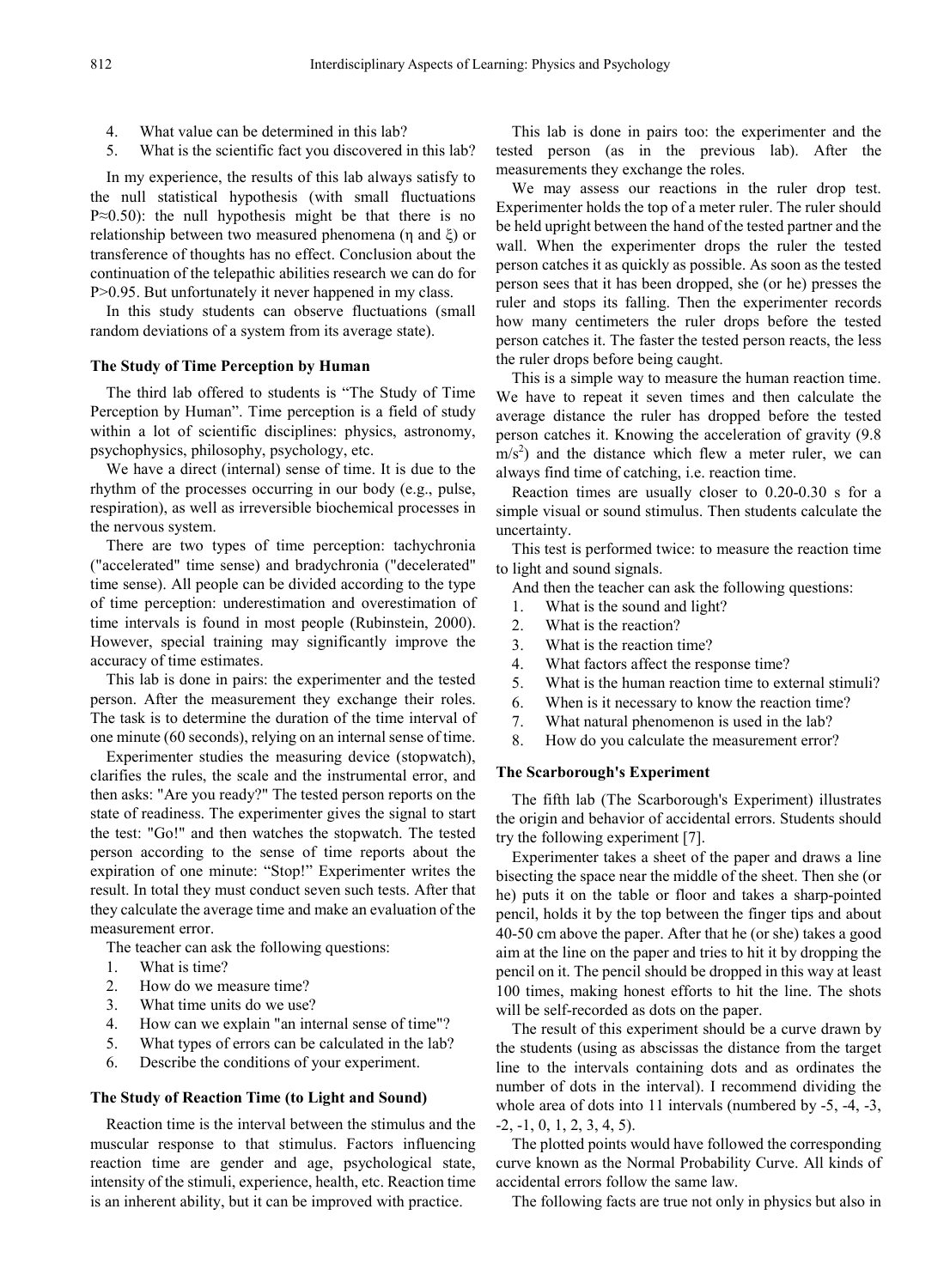4. What value can be determined in this lab?
5. What is the scientific fact you discovered in this lab?

In my experience, the results of this lab always satisfy to the null statistical hypothesis (with small fluctuations $P \approx 0.50$): the null hypothesis might be that there is no relationship between two measured phenomena ($\eta$ and $\xi$) or transference of thoughts has no effect. Conclusion about the continuation of the telepathic abilities research we can do for $P > 0.95$. But unfortunately it never happened in my class.

In this study students can observe fluctuations (small random deviations of a system from its average state).

### The Study of Time Perception by Human

The third lab offered to students is "The Study of Time Perception by Human". Time perception is a field of study within a lot of scientific disciplines: physics, astronomy, psychophysics, philosophy, psychology, etc.

We have a direct (internal) sense of time. It is due to the rhythm of the processes occurring in our body (e.g., pulse, respiration), as well as irreversible biochemical processes in the nervous system.

There are two types of time perception: tachychronia ("accelerated" time sense) and bradychronia ("decelerated" time sense). All people can be divided according to the type of time perception: underestimation and overestimation of time intervals is found in most people (Rubinstein, 2000). However, special training may significantly improve the accuracy of time estimates.

This lab is done in pairs: the experimenter and the tested person. After the measurement they exchange their roles. The task is to determine the duration of the time interval of one minute (60 seconds), relying on an internal sense of time.

Experimenter studies the measuring device (stopwatch), clarifies the rules, the scale and the instrumental error, and then asks: "Are you ready?" The tested person reports on the state of readiness. The experimenter gives the signal to start the test: "Go!" and then watches the stopwatch. The tested person according to the sense of time reports about the expiration of one minute: "Stop!" Experimenter writes the result. In total they must conduct seven such tests. After that they calculate the average time and make an evaluation of the measurement error.

The teacher can ask the following questions:

1. What is time?
2. How do we measure time?
3. What time units do we use?
4. How can we explain "an internal sense of time"?
5. What types of errors can be calculated in the lab?
6. Describe the conditions of your experiment.

### The Study of Reaction Time (to Light and Sound)

Reaction time is the interval between the stimulus and the muscular response to that stimulus. Factors influencing reaction time are gender and age, psychological state, intensity of the stimuli, experience, health, etc. Reaction time is an inherent ability, but it can be improved with practice.

This lab is done in pairs too: the experimenter and the tested person (as in the previous lab). After the measurements they exchange the roles.

We may assess our reactions in the ruler drop test. Experimenter holds the top of a meter ruler. The ruler should be held upright between the hand of the tested partner and the wall. When the experimenter drops the ruler the tested person catches it as quickly as possible. As soon as the tested person sees that it has been dropped, she (or he) presses the ruler and stops its falling. Then the experimenter records how many centimeters the ruler drops before the tested person catches it. The faster the tested person reacts, the less the ruler drops before being caught.

This is a simple way to measure the human reaction time. We have to repeat it seven times and then calculate the average distance the ruler has dropped before the tested person catches it. Knowing the acceleration of gravity (9.8 $m/s^2$) and the distance which flew a meter ruler, we can always find time of catching, i.e. reaction time.

Reaction times are usually closer to 0.20-0.30 s for a simple visual or sound stimulus. Then students calculate the uncertainty.

This test is performed twice: to measure the reaction time to light and sound signals.

And then the teacher can ask the following questions:

1. What is the sound and light?
2. What is the reaction?
3. What is the reaction time?
4. What factors affect the response time?
5. What is the human reaction time to external stimuli?
6. When is it necessary to know the reaction time?
7. What natural phenomenon is used in the lab?
8. How do you calculate the measurement error?

### The Scarborough's Experiment

The fifth lab (The Scarborough's Experiment) illustrates the origin and behavior of accidental errors. Students should try the following experiment [7].

Experimenter takes a sheet of the paper and draws a line bisecting the space near the middle of the sheet. Then she (or he) puts it on the table or floor and takes a sharp-pointed pencil, holds it by the top between the finger tips and about 40-50 cm above the paper. After that he (or she) takes a good aim at the line on the paper and tries to hit it by dropping the pencil on it. The pencil should be dropped in this way at least 100 times, making honest efforts to hit the line. The shots will be self-recorded as dots on the paper.

The result of this experiment should be a curve drawn by the students (using as abscissas the distance from the target line to the intervals containing dots and as ordinates the number of dots in the interval). I recommend dividing the whole area of dots into 11 intervals (numbered by -5, -4, -3, -2, -1, 0, 1, 2, 3, 4, 5).

The plotted points would have followed the corresponding curve known as the Normal Probability Curve. All kinds of accidental errors follow the same law.

The following facts are true not only in physics but also in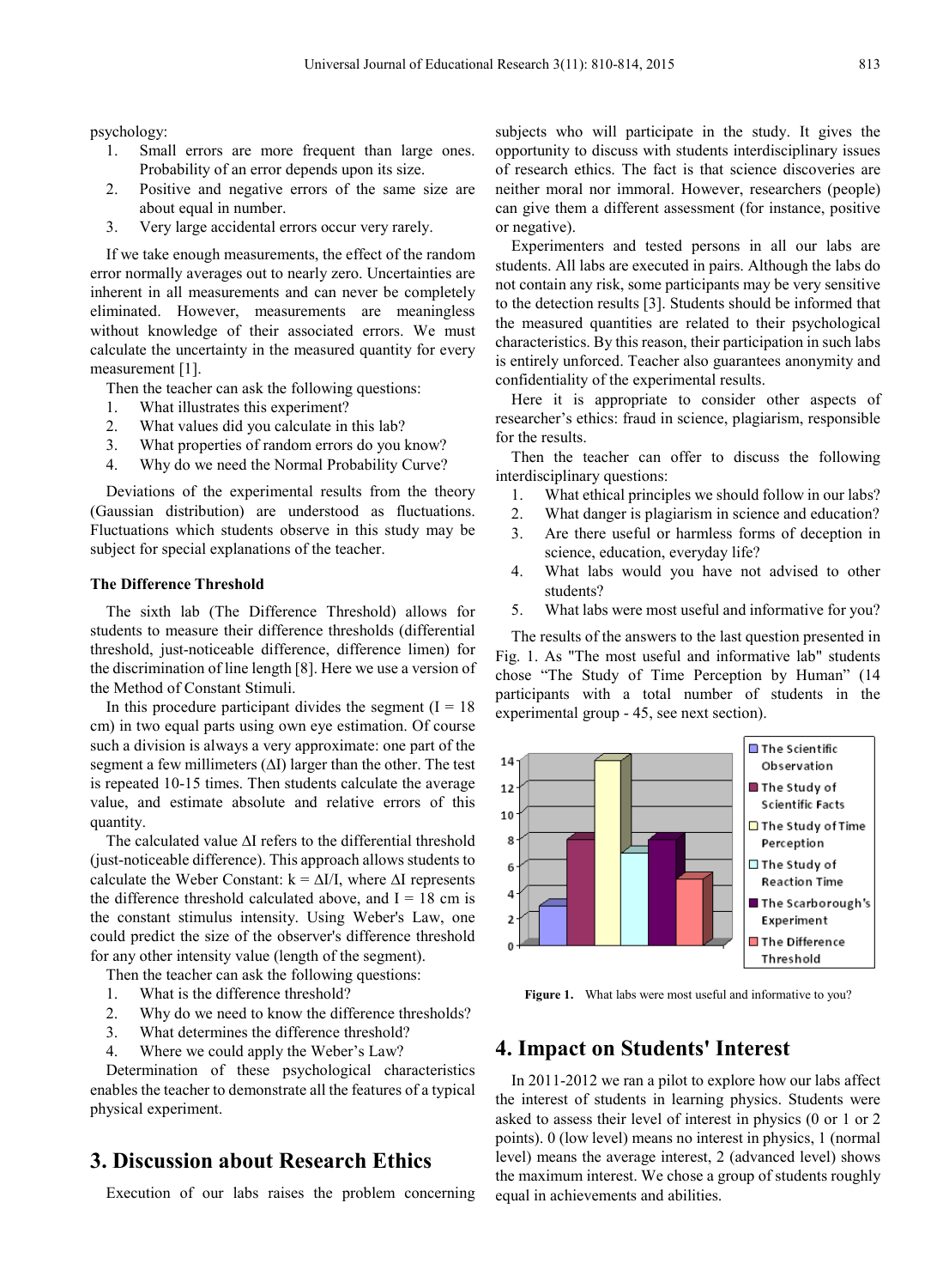psychology:

1. Small errors are more frequent than large ones. Probability of an error depends upon its size.
2. Positive and negative errors of the same size are about equal in number.
3. Very large accidental errors occur very rarely.

If we take enough measurements, the effect of the random error normally averages out to nearly zero. Uncertainties are inherent in all measurements and can never be completely eliminated. However, measurements are meaningless without knowledge of their associated errors. We must calculate the uncertainty in the measured quantity for every measurement [1].

Then the teacher can ask the following questions:

1. What illustrates this experiment?
2. What values did you calculate in this lab?
3. What properties of random errors do you know?
4. Why do we need the Normal Probability Curve?

Deviations of the experimental results from the theory (Gaussian distribution) are understood as fluctuations. Fluctuations which students observe in this study may be subject for special explanations of the teacher.

**The Difference Threshold**

The sixth lab (The Difference Threshold) allows for students to measure their difference thresholds (differential threshold, just-noticeable difference, difference limen) for the discrimination of line length [8]. Here we use a version of the Method of Constant Stimuli.

In this procedure participant divides the segment ($I = 18$ cm) in two equal parts using own eye estimation. Of course such a division is always a very approximate: one part of the segment a few millimeters ($\Delta I$) larger than the other. The test is repeated 10-15 times. Then students calculate the average value, and estimate absolute and relative errors of this quantity.

The calculated value $\Delta I$ refers to the differential threshold (just-noticeable difference). This approach allows students to calculate the Weber Constant: $k = \Delta I/I$, where $\Delta I$ represents the difference threshold calculated above, and $I = 18$ cm is the constant stimulus intensity. Using Weber's Law, one could predict the size of the observer's difference threshold for any other intensity value (length of the segment).

Then the teacher can ask the following questions:

1. What is the difference threshold?
2. Why do we need to know the difference thresholds?
3. What determines the difference threshold?
4. Where we could apply the Weber's Law?

Determination of these psychological characteristics enables the teacher to demonstrate all the features of a typical physical experiment.

## 3. Discussion about Research Ethics

Execution of our labs raises the problem concerning subjects who will participate in the study. It gives the opportunity to discuss with students interdisciplinary issues of research ethics. The fact is that science discoveries are neither moral nor immoral. However, researchers (people) can give them a different assessment (for instance, positive or negative).

Experimenters and tested persons in all our labs are students. All labs are executed in pairs. Although the labs do not contain any risk, some participants may be very sensitive to the detection results [3]. Students should be informed that the measured quantities are related to their psychological characteristics. By this reason, their participation in such labs is entirely unforced. Teacher also guarantees anonymity and confidentiality of the experimental results.

Here it is appropriate to consider other aspects of researcher's ethics: fraud in science, plagiarism, responsible for the results.

Then the teacher can offer to discuss the following interdisciplinary questions:

1. What ethical principles we should follow in our labs?
2. What danger is plagiarism in science and education?
3. Are there useful or harmless forms of deception in science, education, everyday life?
4. What labs would you have not advised to other students?
5. What labs were most useful and informative for you?

The results of the answers to the last question presented in Fig. 1. As "The most useful and informative lab" students chose "The Study of Time Perception by Human" (14 participants with a total number of students in the experimental group - 45, see next section).

**Figure 1.** What labs were most useful and informative to you?

## 4. Impact on Students' Interest

In 2011-2012 we ran a pilot to explore how our labs affect the interest of students in learning physics. Students were asked to assess their level of interest in physics (0 or 1 or 2 points). 0 (low level) means no interest in physics, 1 (normal level) means the average interest, 2 (advanced level) shows the maximum interest. We chose a group of students roughly equal in achievements and abilities.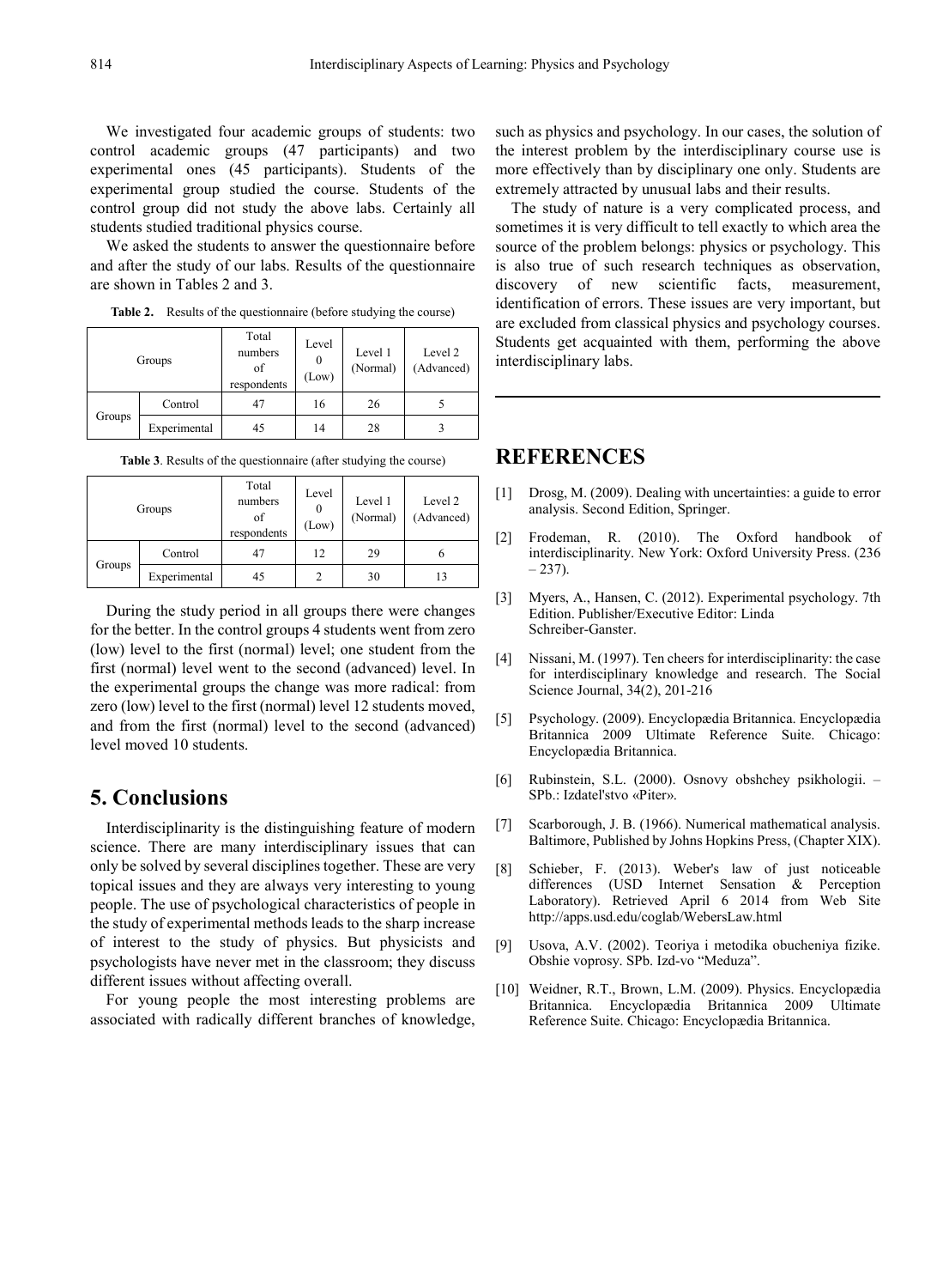We investigated four academic groups of students: two control academic groups (47 participants) and two experimental ones (45 participants). Students of the experimental group studied the course. Students of the control group did not study the above labs. Certainly all students studied traditional physics course.

We asked the students to answer the questionnaire before and after the study of our labs. Results of the questionnaire are shown in Tables 2 and 3.

**Table 2.** Results of the questionnaire (before studying the course)

| Groups | | Total numbers of respondents | Level 0 (Low) | Level 1 (Normal) | Level 2 (Advanced) |
|---|---|---|---|---|---|
| Groups | Control | 47 | 16 | 26 | 5 |
| | Experimental | 45 | 14 | 28 | 3 |

**Table 3**. Results of the questionnaire (after studying the course)

| Groups | | Total numbers of respondents | Level 0 (Low) | Level 1 (Normal) | Level 2 (Advanced) |
|---|---|---|---|---|---|
| Groups | Control | 47 | 12 | 29 | 6 |
| | Experimental | 45 | 2 | 30 | 13 |

During the study period in all groups there were changes for the better. In the control groups 4 students went from zero (low) level to the first (normal) level; one student from the first (normal) level went to the second (advanced) level. In the experimental groups the change was more radical: from zero (low) level to the first (normal) level 12 students moved, and from the first (normal) level to the second (advanced) level moved 10 students.

## 5. Conclusions

Interdisciplinarity is the distinguishing feature of modern science. There are many interdisciplinary issues that can only be solved by several disciplines together. These are very topical issues and they are always very interesting to young people. The use of psychological characteristics of people in the study of experimental methods leads to the sharp increase of interest to the study of physics. But physicists and psychologists have never met in the classroom; they discuss different issues without affecting overall.

For young people the most interesting problems are associated with radically different branches of knowledge, such as physics and psychology. In our cases, the solution of the interest problem by the interdisciplinary course use is more effectively than by disciplinary one only. Students are extremely attracted by unusual labs and their results.

The study of nature is a very complicated process, and sometimes it is very difficult to tell exactly to which area the source of the problem belongs: physics or psychology. This is also true of such research techniques as observation, discovery of new scientific facts, measurement, identification of errors. These issues are very important, but are excluded from classical physics and psychology courses. Students get acquainted with them, performing the above interdisciplinary labs.

## REFERENCES

[1] Drosg, M. (2009). Dealing with uncertainties: a guide to error analysis. Second Edition, Springer.

[2] Frodeman, R. (2010). The Oxford handbook of interdisciplinarity. New York: Oxford University Press. (236 – 237).

[3] Myers, A., Hansen, C. (2012). Experimental psychology. 7th Edition. Publisher/Executive Editor: Linda Schreiber-Ganster.

[4] Nissani, M. (1997). Ten cheers for interdisciplinarity: the case for interdisciplinary knowledge and research. The Social Science Journal, 34(2), 201-216

[5] Psychology. (2009). Encyclopædia Britannica. Encyclopædia Britannica 2009 Ultimate Reference Suite. Chicago: Encyclopædia Britannica.

[6] Rubinstein, S.L. (2000). Osnovy obshchey psikhologii. – SPb.: Izdatel'stvo «Piter».

[7] Scarborough, J. B. (1966). Numerical mathematical analysis. Baltimore, Published by Johns Hopkins Press, (Chapter XIX).

[8] Schieber, F. (2013). Weber's law of just noticeable differences (USD Internet Sensation & Perception Laboratory). Retrieved April 6 2014 from Web Site http://apps.usd.edu/coglab/WebersLaw.html

[9] Usova, A.V. (2002). Teoriya i metodika obucheniya fizike. Obshie voprosy. SPb. Izd-vo "Meduza".

[10] Weidner, R.T., Brown, L.M. (2009). Physics. Encyclopædia Britannica. Encyclopædia Britannica 2009 Ultimate Reference Suite. Chicago: Encyclopædia Britannica.